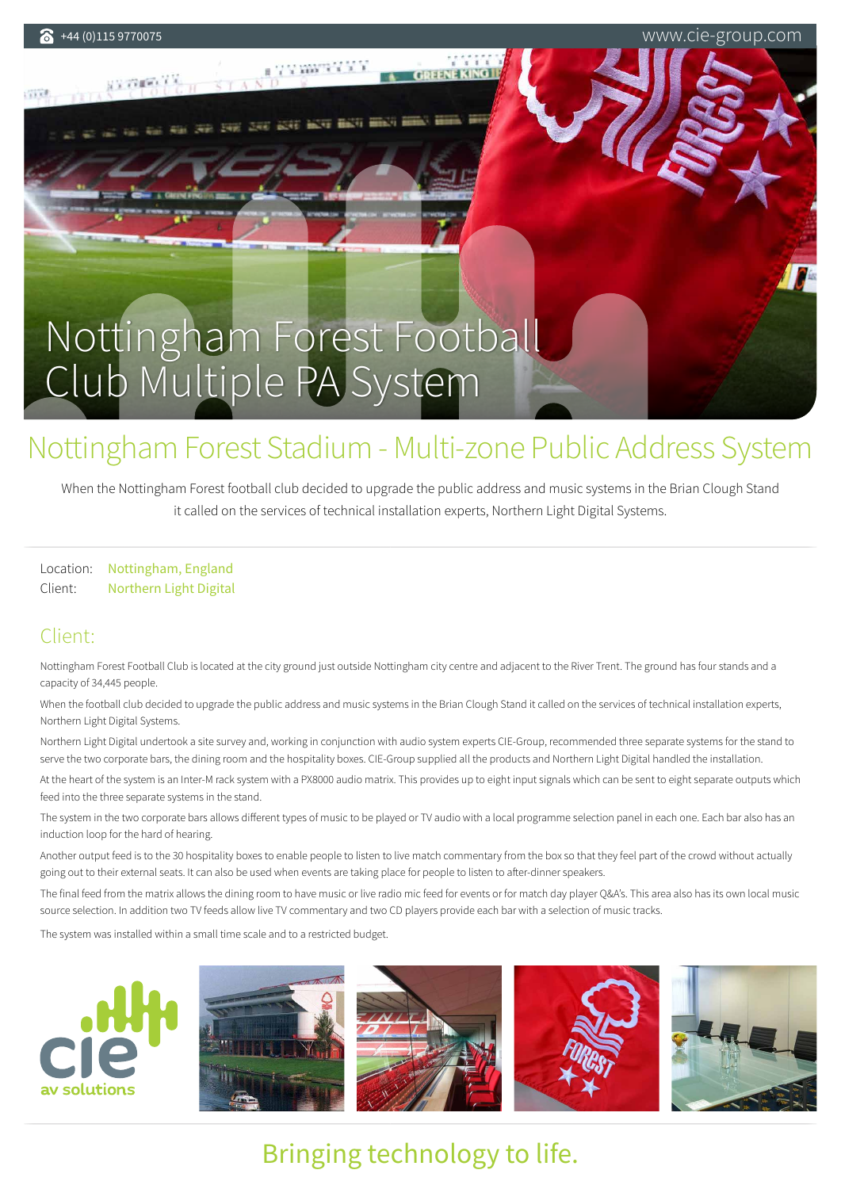+44 (0)115 9770075 www.cie-group.com

# Nottingham Forest Football Club Multiple PA System

## Nottingham Forest Stadium - Multi-zone Public Address System

When the Nottingham Forest football club decided to upgrade the public address and music systems in the Brian Clough Stand it called on the services of technical installation experts, Northern Light Digital Systems.

Location: Nottingham, England
Client: Northern Light Digital

## Client:

Nottingham Forest Football Club is located at the city ground just outside Nottingham city centre and adjacent to the River Trent. The ground has four stands and a capacity of 34,445 people.

When the football club decided to upgrade the public address and music systems in the Brian Clough Stand it called on the services of technical installation experts, Northern Light Digital Systems.

Northern Light Digital undertook a site survey and, working in conjunction with audio system experts CIE-Group, recommended three separate systems for the stand to serve the two corporate bars, the dining room and the hospitality boxes. CIE-Group supplied all the products and Northern Light Digital handled the installation.

At the heart of the system is an Inter-M rack system with a PX8000 audio matrix. This provides up to eight input signals which can be sent to eight separate outputs which feed into the three separate systems in the stand.

The system in the two corporate bars allows different types of music to be played or TV audio with a local programme selection panel in each one. Each bar also has an induction loop for the hard of hearing.

Another output feed is to the 30 hospitality boxes to enable people to listen to live match commentary from the box so that they feel part of the crowd without actually going out to their external seats. It can also be used when events are taking place for people to listen to after-dinner speakers.

The final feed from the matrix allows the dining room to have music or live radio mic feed for events or for match day player Q&A's. This area also has its own local music source selection. In addition two TV feeds allow live TV commentary and two CD players provide each bar with a selection of music tracks.

The system was installed within a small time scale and to a restricted budget.

cie av solutions

Bringing technology to life.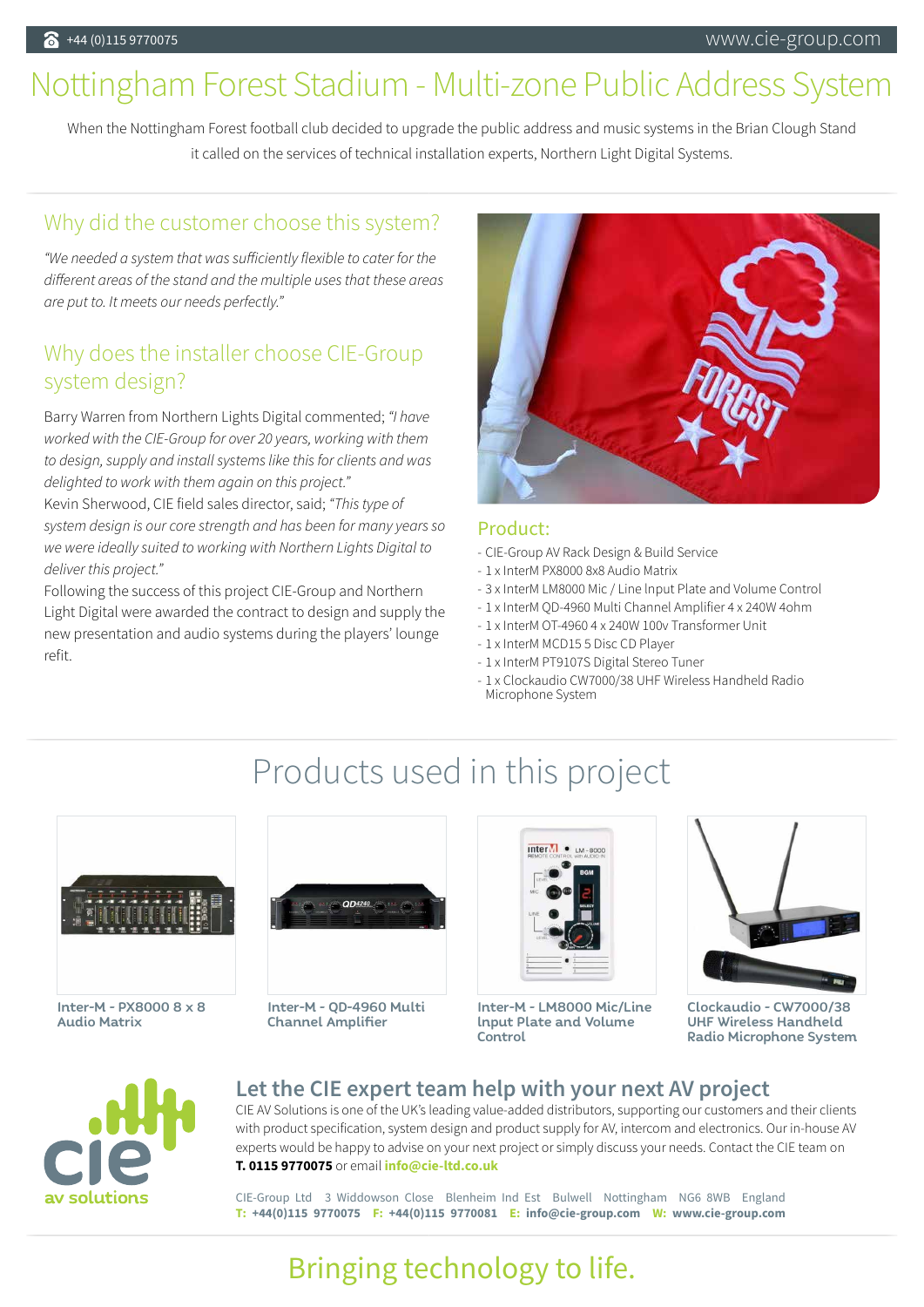# Nottingham Forest Stadium - Multi-zone Public Address System

When the Nottingham Forest football club decided to upgrade the public address and music systems in the Brian Clough Stand it called on the services of technical installation experts, Northern Light Digital Systems.

## Why did the customer choose this system?

*"We needed a system that was sufficiently flexible to cater for the different areas of the stand and the multiple uses that these areas are put to. It meets our needs perfectly."*

## Why does the installer choose CIE-Group system design?

Barry Warren from Northern Lights Digital commented; *"I have worked with the CIE-Group for over 20 years, working with them to design, supply and install systems like this for clients and was delighted to work with them again on this project."*

Kevin Sherwood, CIE field sales director, said; *"This type of system design is our core strength and has been for many years so we were ideally suited to working with Northern Lights Digital to deliver this project."*

Following the success of this project CIE-Group and Northern Light Digital were awarded the contract to design and supply the new presentation and audio systems during the players' lounge refit.

## Product:

- CIE-Group AV Rack Design & Build Service
- 1 x InterM PX8000 8x8 Audio Matrix
- 3 x InterM LM8000 Mic / Line Input Plate and Volume Control
- 1 x InterM QD-4960 Multi Channel Amplifier 4 x 240W 4ohm
- 1 x InterM OT-4960 4 x 240W 100v Transformer Unit
- 1 x InterM MCD15 5 Disc CD Player
- 1 x InterM PT9107S Digital Stereo Tuner
- 1 x Clockaudio CW7000/38 UHF Wireless Handheld Radio Microphone System

## Products used in this project

**Inter-M - PX8000 8 x 8 Audio Matrix**

**Inter-M - QD-4960 Multi Channel Amplifier**

**Inter-M - LM8000 Mic/Line Input Plate and Volume Control**

**Clockaudio - CW7000/38 UHF Wireless Handheld Radio Microphone System**

## Let the CIE expert team help with your next AV project

CIE AV Solutions is one of the UK's leading value-added distributors, supporting our customers and their clients with product specification, system design and product supply for AV, intercom and electronics. Our in-house AV experts would be happy to advise on your next project or simply discuss your needs. Contact the CIE team on **T. 0115 9770075** or email **info@cie-ltd.co.uk**

cie av solutions

CIE-Group Ltd 3 Widdowson Close Blenheim Ind Est Bulwell Nottingham NG6 8WB England
**T: +44(0)115 9770075 F: +44(0)115 9770081 E: info@cie-group.com W: www.cie-group.com**

Bringing technology to life.